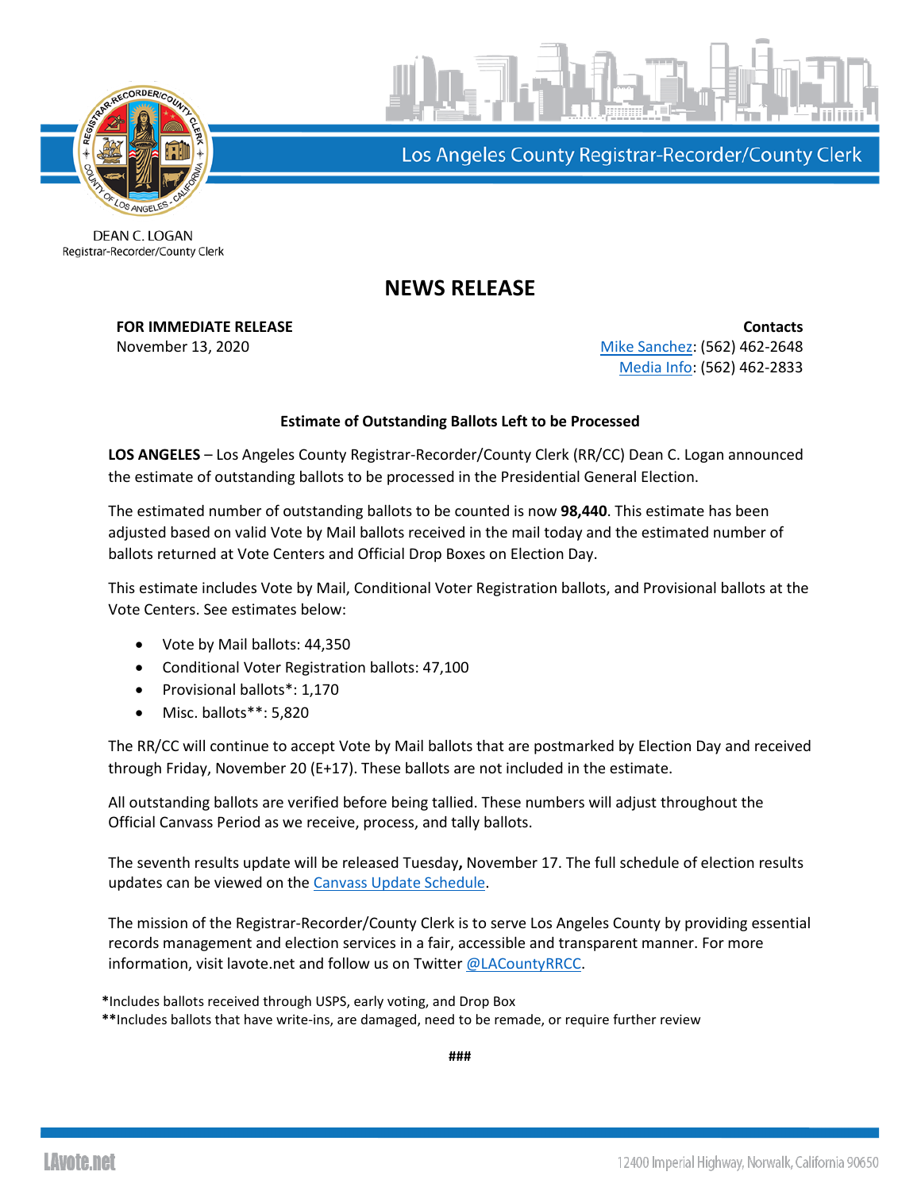Los Angeles County Registrar-Recorder/County Clerk

DEAN C. LOGAN
Registrar-Recorder/County Clerk

# NEWS RELEASE

**FOR IMMEDIATE RELEASE**
November 13, 2020

**Contacts**
Mike Sanchez: (562) 462-2648
Media Info: (562) 462-2833

**Estimate of Outstanding Ballots Left to be Processed**

**LOS ANGELES** – Los Angeles County Registrar-Recorder/County Clerk (RR/CC) Dean C. Logan announced the estimate of outstanding ballots to be processed in the Presidential General Election.

The estimated number of outstanding ballots to be counted is now **98,440**. This estimate has been adjusted based on valid Vote by Mail ballots received in the mail today and the estimated number of ballots returned at Vote Centers and Official Drop Boxes on Election Day.

This estimate includes Vote by Mail, Conditional Voter Registration ballots, and Provisional ballots at the Vote Centers. See estimates below:

- Vote by Mail ballots: 44,350
- Conditional Voter Registration ballots: 47,100
- Provisional ballots*: 1,170
- Misc. ballots**: 5,820

The RR/CC will continue to accept Vote by Mail ballots that are postmarked by Election Day and received through Friday, November 20 (E+17). These ballots are not included in the estimate.

All outstanding ballots are verified before being tallied. These numbers will adjust throughout the Official Canvass Period as we receive, process, and tally ballots.

The seventh results update will be released Tuesday**,** November 17. The full schedule of election results updates can be viewed on the Canvass Update Schedule.

The mission of the Registrar-Recorder/County Clerk is to serve Los Angeles County by providing essential records management and election services in a fair, accessible and transparent manner. For more information, visit lavote.net and follow us on Twitter @LACountyRRCC.

**\***Includes ballots received through USPS, early voting, and Drop Box
**\*\***Includes ballots that have write-ins, are damaged, need to be remade, or require further review

###

LAvote.net

12400 Imperial Highway, Norwalk, California 90650